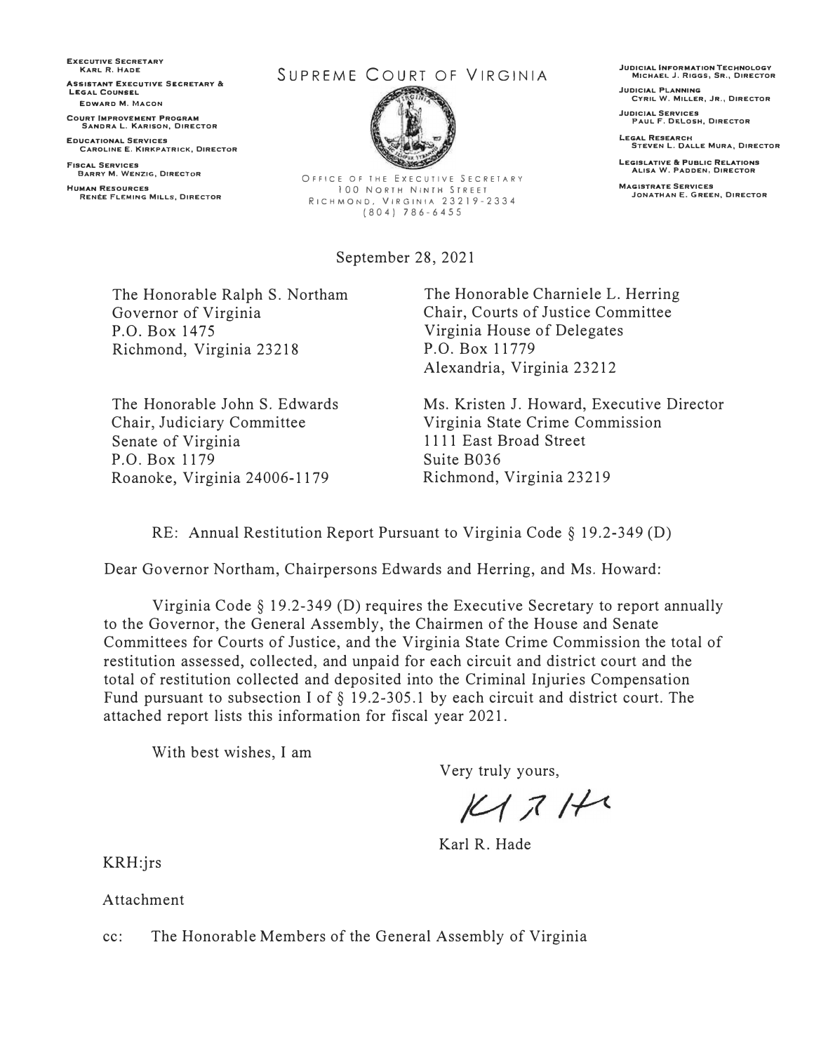**Executive Secretary**
Karl R. Hade

**Assistant Executive Secretary & Legal Counsel**
Edward M. Macon

**Court Improvement Program**
Sandra L. Karison, Director

**Educational Services**
Caroline E. Kirkpatrick, Director

**Fiscal Services**
Barry M. Wenzig, Director

**Human Resources**
Renée Fleming Mills, Director

# Supreme Court of Virginia

Office of the Executive Secretary
100 North Ninth Street
Richmond, Virginia 23219-2334
(804) 786-6455

**Judicial Information Technology**
Michael J. Riggs, Sr., Director

**Judicial Planning**
Cyril W. Miller, Jr., Director

**Judicial Services**
Paul F. DeLosh, Director

**Legal Research**
Steven L. Dalle Mura, Director

**Legislative & Public Relations**
Alisa W. Padden, Director

**Magistrate Services**
Jonathan E. Green, Director

September 28, 2021

The Honorable Ralph S. Northam
Governor of Virginia
P.O. Box 1475
Richmond, Virginia 23218

The Honorable Charniele L. Herring
Chair, Courts of Justice Committee
Virginia House of Delegates
P.O. Box 11779
Alexandria, Virginia 23212

The Honorable John S. Edwards
Chair, Judiciary Committee
Senate of Virginia
P.O. Box 1179
Roanoke, Virginia 24006-1179

Ms. Kristen J. Howard, Executive Director
Virginia State Crime Commission
1111 East Broad Street
Suite B036
Richmond, Virginia 23219

RE: Annual Restitution Report Pursuant to Virginia Code § 19.2-349 (D)

Dear Governor Northam, Chairpersons Edwards and Herring, and Ms. Howard:

Virginia Code § 19.2-349 (D) requires the Executive Secretary to report annually to the Governor, the General Assembly, the Chairmen of the House and Senate Committees for Courts of Justice, and the Virginia State Crime Commission the total of restitution assessed, collected, and unpaid for each circuit and district court and the total of restitution collected and deposited into the Criminal Injuries Compensation Fund pursuant to subsection I of § 19.2-305.1 by each circuit and district court. The attached report lists this information for fiscal year 2021.

With best wishes, I am

Very truly yours,

Karl R. Hade

KRH:jrs

Attachment

cc: The Honorable Members of the General Assembly of Virginia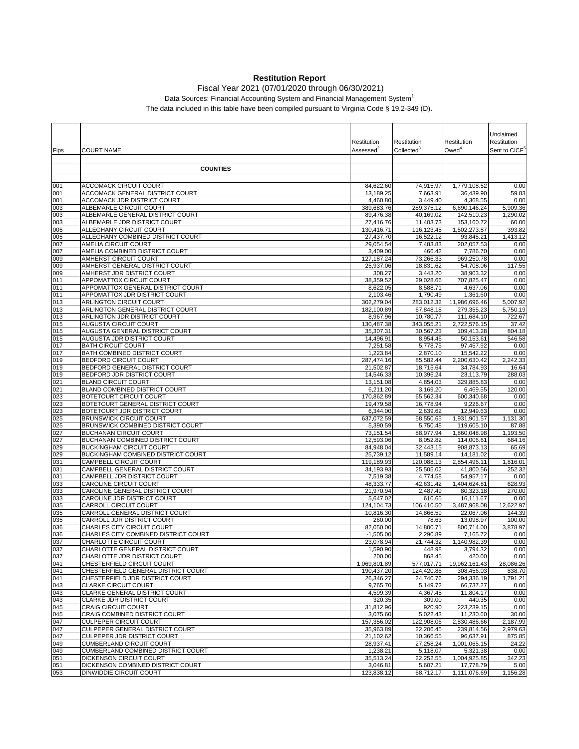# Restitution Report

Fiscal Year 2021 (07/01/2020 through 06/30/2021)

Data Sources: Financial Accounting System and Financial Management System[1]

The data included in this table have been compiled pursuant to Virginia Code § 19.2-349 (D).

| Fips | COURT NAME | Restitution Assessed[2] | Restitution Collected[3] | Restitution Owed[4] | Unclaimed Restitution Sent to CICF[5] |
|---|---|---|---|---|---|
| | **COUNTIES** | | | | |
| 001 | ACCOMACK CIRCUIT COURT | 84,622.60 | 74,915.97 | 1,779,108.52 | 0.00 |
| 001 | ACCOMACK GENERAL DISTRICT COURT | 13,189.25 | 7,663.91 | 36,439.90 | 59.83 |
| 001 | ACCOMACK JDR DISTRICT COURT | 4,460.80 | 3,449.40 | 4,368.55 | 0.00 |
| 003 | ALBEMARLE CIRCUIT COURT | 389,683.76 | 289,375.12 | 6,690,146.24 | 5,909.36 |
| 003 | ALBEMARLE GENERAL DISTRICT COURT | 89,476.38 | 40,169.02 | 142,510.23 | 1,290.02 |
| 003 | ALBEMARLE JDR DISTRICT COURT | 27,416.76 | 11,403.73 | 153,160.72 | 60.00 |
| 005 | ALLEGHANY CIRCUIT COURT | 130,416.71 | 116,123.45 | 1,502,273.87 | 393.82 |
| 005 | ALLEGHANY COMBINED DISTRICT COURT | 27,437.70 | 16,522.12 | 93,845.21 | 1,413.12 |
| 007 | AMELIA CIRCUIT COURT | 29,054.54 | 7,483.83 | 202,057.53 | 0.00 |
| 007 | AMELIA COMBINED DISTRICT COURT | 3,409.00 | 466.42 | 7,786.70 | 0.00 |
| 009 | AMHERST CIRCUIT COURT | 127,187.24 | 73,266.33 | 969,250.78 | 0.00 |
| 009 | AMHERST GENERAL DISTRICT COURT | 25,937.06 | 18,831.62 | 54,708.06 | 117.55 |
| 009 | AMHERST JDR DISTRICT COURT | 308.27 | 3,443.20 | 38,903.32 | 0.00 |
| 011 | APPOMATTOX CIRCUIT COURT | 38,359.52 | 29,028.66 | 707,825.47 | 0.00 |
| 011 | APPOMATTOX GENERAL DISTRICT COURT | 8,622.05 | 8,588.71 | 4,637.06 | 0.00 |
| 011 | APPOMATTOX JDR DISTRICT COURT | 2,103.46 | 1,790.49 | 1,361.60 | 0.00 |
| 013 | ARLINGTON CIRCUIT COURT | 302,279.04 | 283,012.32 | 11,986,696.46 | 5,007.92 |
| 013 | ARLINGTON GENERAL DISTRICT COURT | 182,100.89 | 67,848.18 | 279,355.23 | 5,750.19 |
| 013 | ARLINGTON JDR DISTRICT COURT | 8,967.96 | 10,780.77 | 111,684.10 | 722.67 |
| 015 | AUGUSTA CIRCUIT COURT | 130,487.38 | 343,055.21 | 2,722,576.15 | 37.42 |
| 015 | AUGUSTA GENERAL DISTRICT COURT | 35,307.31 | 30,567.23 | 109,413.28 | 804.18 |
| 015 | AUGUSTA JDR DISTRICT COURT | 14,496.91 | 8,954.46 | 50,153.61 | 546.58 |
| 017 | BATH CIRCUIT COURT | 7,251.58 | 5,778.75 | 97,457.92 | 0.00 |
| 017 | BATH COMBINED DISTRICT COURT | 1,223.84 | 2,870.10 | 15,542.22 | 0.00 |
| 019 | BEDFORD CIRCUIT COURT | 287,474.16 | 85,582.44 | 2,200,630.42 | 2,242.33 |
| 019 | BEDFORD GENERAL DISTRICT COURT | 21,502.87 | 18,715.64 | 34,784.93 | 16.64 |
| 019 | BEDFORD JDR DISTRICT COURT | 14,546.33 | 10,396.24 | 23,113.79 | 288.03 |
| 021 | BLAND CIRCUIT COURT | 13,151.08 | 4,854.03 | 329,885.83 | 0.00 |
| 021 | BLAND COMBINED DISTRICT COURT | 6,211.20 | 3,169.20 | 6,469.55 | 120.00 |
| 023 | BOTETOURT CIRCUIT COURT | 170,862.89 | 65,562.34 | 600,340.68 | 0.00 |
| 023 | BOTETOURT GENERAL DISTRICT COURT | 19,479.58 | 16,778.94 | 9,226.67 | 0.00 |
| 023 | BOTETOURT JDR DISTRICT COURT | 6,344.00 | 2,639.62 | 12,949.63 | 0.00 |
| 025 | BRUNSWICK CIRCUIT COURT | 637,072.59 | 58,550.65 | 1,931,901.57 | 1,131.30 |
| 025 | BRUNSWICK COMBINED DISTRICT COURT | 5,390.59 | 5,750.48 | 119,605.10 | 87.88 |
| 027 | BUCHANAN CIRCUIT COURT | 73,151.54 | 88,977.94 | 1,860,048.98 | 1,193.50 |
| 027 | BUCHANAN COMBINED DISTRICT COURT | 12,593.06 | 8,052.82 | 114,006.61 | 684.16 |
| 029 | BUCKINGHAM CIRCUIT COURT | 84,948.04 | 32,443.15 | 908,873.13 | 65.69 |
| 029 | BUCKINGHAM COMBINED DISTRICT COURT | 25,739.12 | 11,589.14 | 14,181.02 | 0.00 |
| 031 | CAMPBELL CIRCUIT COURT | 119,189.93 | 120,088.13 | 2,854,496.11 | 1,816.01 |
| 031 | CAMPBELL GENERAL DISTRICT COURT | 34,193.93 | 25,505.02 | 41,800.56 | 252.32 |
| 031 | CAMPBELL JDR DISTRICT COURT | 7,519.38 | 4,774.58 | 54,957.17 | 0.00 |
| 033 | CAROLINE CIRCUIT COURT | 48,333.77 | 42,631.42 | 1,404,624.81 | 628.93 |
| 033 | CAROLINE GENERAL DISTRICT COURT | 21,970.94 | 2,487.49 | 80,323.18 | 270.00 |
| 033 | CAROLINE JDR DISTRICT COURT | 5,647.02 | 610.65 | 16,111.67 | 0.00 |
| 035 | CARROLL CIRCUIT COURT | 124,104.73 | 106,410.50 | 3,487,968.08 | 12,622.97 |
| 035 | CARROLL GENERAL DISTRICT COURT | 10,816.30 | 14,866.59 | 22,067.06 | 144.39 |
| 035 | CARROLL JDR DISTRICT COURT | 260.00 | 78.63 | 13,098.97 | 100.00 |
| 036 | CHARLES CITY CIRCUIT COURT | 82,050.00 | 14,800.71 | 800,714.00 | 3,878.97 |
| 036 | CHARLES CITY COMBINED DISTRICT COURT | -1,505.00 | 2,290.89 | 7,165.72 | 0.00 |
| 037 | CHARLOTTE CIRCUIT COURT | 23,078.94 | 21,744.32 | 1,140,982.39 | 0.00 |
| 037 | CHARLOTTE GENERAL DISTRICT COURT | 1,590.90 | 448.98 | 3,794.32 | 0.00 |
| 037 | CHARLOTTE JDR DISTRICT COURT | 200.00 | 868.45 | 420.00 | 0.00 |
| 041 | CHESTERFIELD CIRCUIT COURT | 1,069,801.89 | 577,017.71 | 19,962,161.43 | 28,086.26 |
| 041 | CHESTERFIELD GENERAL DISTRICT COURT | 190,437.20 | 124,420.88 | 308,456.03 | 838.70 |
| 041 | CHESTERFIELD JDR DISTRICT COURT | 26,346.27 | 24,740.76 | 294,336.19 | 1,791.21 |
| 043 | CLARKE CIRCUIT COURT | 9,765.70 | 5,149.72 | 66,737.27 | 0.00 |
| 043 | CLARKE GENERAL DISTRICT COURT | 4,599.39 | 4,367.45 | 11,804.17 | 0.00 |
| 043 | CLARKE JDR DISTRICT COURT | 320.35 | 309.00 | 440.35 | 0.00 |
| 045 | CRAIG CIRCUIT COURT | 31,812.96 | 920.90 | 223,239.15 | 0.00 |
| 045 | CRAIG COMBINED DISTRICT COURT | 3,075.60 | 5,022.43 | 11,230.60 | 30.00 |
| 047 | CULPEPER CIRCUIT COURT | 157,356.02 | 122,908.06 | 2,830,486.66 | 2,187.99 |
| 047 | CULPEPER GENERAL DISTRICT COURT | 35,963.89 | 22,206.45 | 239,814.56 | 2,979.63 |
| 047 | CULPEPER JDR DISTRICT COURT | 21,102.62 | 10,366.55 | 96,637.91 | 875.85 |
| 049 | CUMBERLAND CIRCUIT COURT | 28,937.41 | 27,258.24 | 1,001,065.15 | 24.22 |
| 049 | CUMBERLAND COMBINED DISTRICT COURT | 1,238.21 | 5,118.07 | 5,321.38 | 0.00 |
| 051 | DICKENSON CIRCUIT COURT | 35,513.24 | 22,252.55 | 1,004,925.85 | 342.23 |
| 051 | DICKENSON COMBINED DISTRICT COURT | 3,046.81 | 5,607.21 | 17,778.79 | 5.00 |
| 053 | DINWIDDIE CIRCUIT COURT | 123,838.12 | 68,712.17 | 1,111,076.69 | 1,156.28 |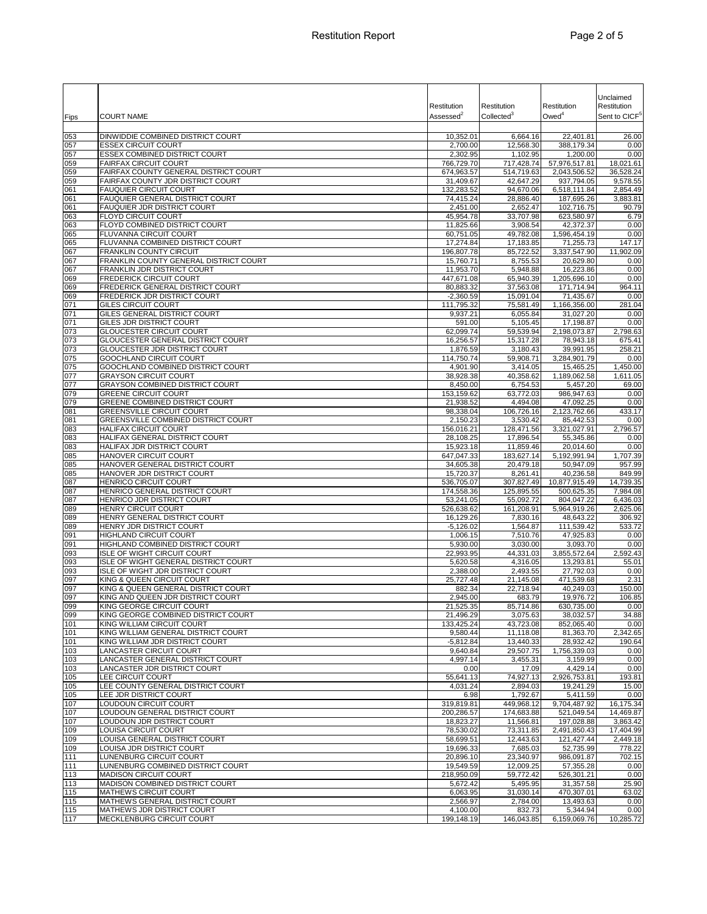| Fips | COURT NAME | Restitution Assessed[2] | Restitution Collected[3] | Restitution Owed[4] | Unclaimed Restitution Sent to CICF[5] |
|---|---|---|---|---|---|
| 053 | DINWIDDIE COMBINED DISTRICT COURT | 10,352.01 | 6,664.16 | 22,401.81 | 26.00 |
| 057 | ESSEX CIRCUIT COURT | 2,700.00 | 12,568.30 | 388,179.34 | 0.00 |
| 057 | ESSEX COMBINED DISTRICT COURT | 2,302.95 | 1,102.95 | 1,200.00 | 0.00 |
| 059 | FAIRFAX CIRCUIT COURT | 766,729.70 | 717,428.74 | 57,976,517.81 | 18,021.61 |
| 059 | FAIRFAX COUNTY GENERAL DISTRICT COURT | 674,963.57 | 514,719.63 | 2,043,506.52 | 36,528.24 |
| 059 | FAIRFAX COUNTY JDR DISTRICT COURT | 31,409.67 | 42,647.29 | 937,794.05 | 9,578.55 |
| 061 | FAUQUIER CIRCUIT COURT | 132,283.52 | 94,670.06 | 6,518,111.84 | 2,854.49 |
| 061 | FAUQUIER GENERAL DISTRICT COURT | 74,415.24 | 28,886.40 | 187,695.26 | 3,883.81 |
| 061 | FAUQUIER JDR DISTRICT COURT | 2,451.00 | 2,652.47 | 102,716.75 | 90.79 |
| 063 | FLOYD CIRCUIT COURT | 45,954.78 | 33,707.98 | 623,580.97 | 6.79 |
| 063 | FLOYD COMBINED DISTRICT COURT | 11,825.66 | 3,908.54 | 42,372.37 | 0.00 |
| 065 | FLUVANNA CIRCUIT COURT | 60,751.05 | 49,782.08 | 1,596,454.19 | 0.00 |
| 065 | FLUVANNA COMBINED DISTRICT COURT | 17,274.84 | 17,183.85 | 71,255.73 | 147.17 |
| 067 | FRANKLIN COUNTY CIRCUIT | 196,807.78 | 85,722.52 | 3,337,547.90 | 11,902.09 |
| 067 | FRANKLIN COUNTY GENERAL DISTRICT COURT | 15,760.71 | 8,755.53 | 20,629.80 | 0.00 |
| 067 | FRANKLIN JDR DISTRICT COURT | 11,953.70 | 5,948.88 | 16,223.86 | 0.00 |
| 069 | FREDERICK CIRCUIT COURT | 447,671.08 | 65,940.39 | 1,205,696.10 | 0.00 |
| 069 | FREDERICK GENERAL DISTRICT COURT | 80,883.32 | 37,563.08 | 171,714.94 | 964.11 |
| 069 | FREDERICK JDR DISTRICT COURT | -2,360.59 | 15,091.04 | 71,435.67 | 0.00 |
| 071 | GILES CIRCUIT COURT | 111,795.32 | 75,581.49 | 1,166,356.00 | 281.04 |
| 071 | GILES GENERAL DISTRICT COURT | 9,937.21 | 6,055.84 | 31,027.20 | 0.00 |
| 071 | GILES JDR DISTRICT COURT | 591.00 | 5,105.45 | 17,198.87 | 0.00 |
| 073 | GLOUCESTER CIRCUIT COURT | 62,099.74 | 59,539.94 | 2,198,073.87 | 2,798.63 |
| 073 | GLOUCESTER GENERAL DISTRICT COURT | 16,256.57 | 15,317.28 | 78,943.18 | 675.41 |
| 073 | GLOUCESTER JDR DISTRICT COURT | 1,876.59 | 3,180.43 | 39,991.95 | 258.21 |
| 075 | GOOCHLAND CIRCUIT COURT | 114,750.74 | 59,908.71 | 3,284,901.79 | 0.00 |
| 075 | GOOCHLAND COMBINED DISTRICT COURT | 4,901.90 | 3,414.05 | 15,465.25 | 1,450.00 |
| 077 | GRAYSON CIRCUIT COURT | 38,928.38 | 40,358.62 | 1,189,062.58 | 1,611.05 |
| 077 | GRAYSON COMBINED DISTRICT COURT | 8,450.00 | 6,754.53 | 5,457.20 | 69.00 |
| 079 | GREENE CIRCUIT COURT | 153,159.62 | 63,772.03 | 986,947.63 | 0.00 |
| 079 | GREENE COMBINED DISTRICT COURT | 21,938.52 | 4,494.08 | 47,092.25 | 0.00 |
| 081 | GREENSVILLE CIRCUIT COURT | 98,338.04 | 106,726.16 | 2,123,762.66 | 433.17 |
| 081 | GREENSVILLE COMBINED DISTRICT COURT | 2,150.23 | 3,530.42 | 85,442.53 | 0.00 |
| 083 | HALIFAX CIRCUIT COURT | 156,016.21 | 128,471.56 | 3,321,027.91 | 2,796.57 |
| 083 | HALIFAX GENERAL DISTRICT COURT | 28,108.25 | 17,896.54 | 55,345.86 | 0.00 |
| 083 | HALIFAX JDR DISTRICT COURT | 15,923.18 | 11,859.46 | 20,014.60 | 0.00 |
| 085 | HANOVER CIRCUIT COURT | 647,047.33 | 183,627.14 | 5,192,991.94 | 1,707.39 |
| 085 | HANOVER GENERAL DISTRICT COURT | 34,605.38 | 20,479.18 | 50,947.09 | 957.99 |
| 085 | HANOVER JDR DISTRICT COURT | 15,720.37 | 8,261.41 | 40,236.58 | 849.99 |
| 087 | HENRICO CIRCUIT COURT | 536,705.07 | 307,827.49 | 10,877,915.49 | 14,739.35 |
| 087 | HENRICO GENERAL DISTRICT COURT | 174,558.36 | 125,895.55 | 500,625.35 | 7,984.08 |
| 087 | HENRICO JDR DISTRICT COURT | 53,241.05 | 55,092.72 | 804,047.22 | 6,436.03 |
| 089 | HENRY CIRCUIT COURT | 526,638.62 | 161,208.91 | 5,964,919.26 | 2,625.06 |
| 089 | HENRY GENERAL DISTRICT COURT | 16,129.26 | 7,830.16 | 48,643.22 | 306.92 |
| 089 | HENRY JDR DISTRICT COURT | -5,126.02 | 1,564.87 | 111,539.42 | 533.72 |
| 091 | HIGHLAND CIRCUIT COURT | 1,006.15 | 7,510.76 | 47,925.83 | 0.00 |
| 091 | HIGHLAND COMBINED DISTRICT COURT | 5,930.00 | 3,030.00 | 3,093.70 | 0.00 |
| 093 | ISLE OF WIGHT CIRCUIT COURT | 22,993.95 | 44,331.03 | 3,855,572.64 | 2,592.43 |
| 093 | ISLE OF WIGHT GENERAL DISTRICT COURT | 5,620.58 | 4,316.05 | 13,293.81 | 55.01 |
| 093 | ISLE OF WIGHT JDR DISTRICT COURT | 2,388.00 | 2,493.55 | 27,792.03 | 0.00 |
| 097 | KING & QUEEN CIRCUIT COURT | 25,727.48 | 21,145.08 | 471,539.68 | 2.31 |
| 097 | KING & QUEEN GENERAL DISTRICT COURT | 882.34 | 22,718.94 | 40,249.03 | 150.00 |
| 097 | KING AND QUEEN JDR DISTRICT COURT | 2,945.00 | 683.79 | 19,976.72 | 106.85 |
| 099 | KING GEORGE CIRCUIT COURT | 21,525.35 | 85,714.86 | 630,735.00 | 0.00 |
| 099 | KING GEORGE COMBINED DISTRICT COURT | 21,496.29 | 3,075.63 | 38,032.57 | 34.88 |
| 101 | KING WILLIAM CIRCUIT COURT | 133,425.24 | 43,723.08 | 852,065.40 | 0.00 |
| 101 | KING WILLIAM GENERAL DISTRICT COURT | 9,580.44 | 11,118.08 | 81,363.70 | 2,342.65 |
| 101 | KING WILLIAM JDR DISTRICT COURT | -5,812.84 | 13,440.33 | 28,932.42 | 190.64 |
| 103 | LANCASTER CIRCUIT COURT | 9,640.84 | 29,507.75 | 1,756,339.03 | 0.00 |
| 103 | LANCASTER GENERAL DISTRICT COURT | 4,997.14 | 3,455.31 | 3,159.99 | 0.00 |
| 103 | LANCASTER JDR DISTRICT COURT | 0.00 | 17.09 | 4,429.14 | 0.00 |
| 105 | LEE CIRCUIT COURT | 55,641.13 | 74,927.13 | 2,926,753.81 | 193.81 |
| 105 | LEE COUNTY GENERAL DISTRICT COURT | 4,031.24 | 2,894.03 | 19,241.29 | 15.00 |
| 105 | LEE JDR DISTRICT COURT | 6.98 | 1,792.67 | 5,411.59 | 0.00 |
| 107 | LOUDOUN CIRCUIT COURT | 319,819.81 | 449,968.12 | 9,704,487.92 | 16,175.34 |
| 107 | LOUDOUN GENERAL DISTRICT COURT | 200,286.57 | 174,683.88 | 521,049.54 | 14,469.87 |
| 107 | LOUDOUN JDR DISTRICT COURT | 18,823.27 | 11,566.81 | 197,028.88 | 3,863.42 |
| 109 | LOUISA CIRCUIT COURT | 78,530.02 | 73,311.85 | 2,491,850.43 | 17,404.99 |
| 109 | LOUISA GENERAL DISTRICT COURT | 58,699.51 | 12,443.63 | 121,427.44 | 2,449.18 |
| 109 | LOUISA JDR DISTRICT COURT | 19,696.33 | 7,685.03 | 52,735.99 | 778.22 |
| 111 | LUNENBURG CIRCUIT COURT | 20,896.10 | 23,340.97 | 986,091.87 | 702.15 |
| 111 | LUNENBURG COMBINED DISTRICT COURT | 19,549.59 | 12,009.25 | 57,355.28 | 0.00 |
| 113 | MADISON CIRCUIT COURT | 218,950.09 | 59,772.42 | 526,301.21 | 0.00 |
| 113 | MADISON COMBINED DISTRICT COURT | 5,672.42 | 5,495.95 | 31,357.58 | 25.90 |
| 115 | MATHEWS CIRCUIT COURT | 6,063.95 | 31,030.14 | 470,307.01 | 63.02 |
| 115 | MATHEWS GENERAL DISTRICT COURT | 2,566.97 | 2,784.00 | 13,493.63 | 0.00 |
| 115 | MATHEWS JDR DISTRICT COURT | 4,100.00 | 832.73 | 5,344.94 | 0.00 |
| 117 | MECKLENBURG CIRCUIT COURT | 199,148.19 | 146,043.85 | 6,159,069.76 | 10,285.72 |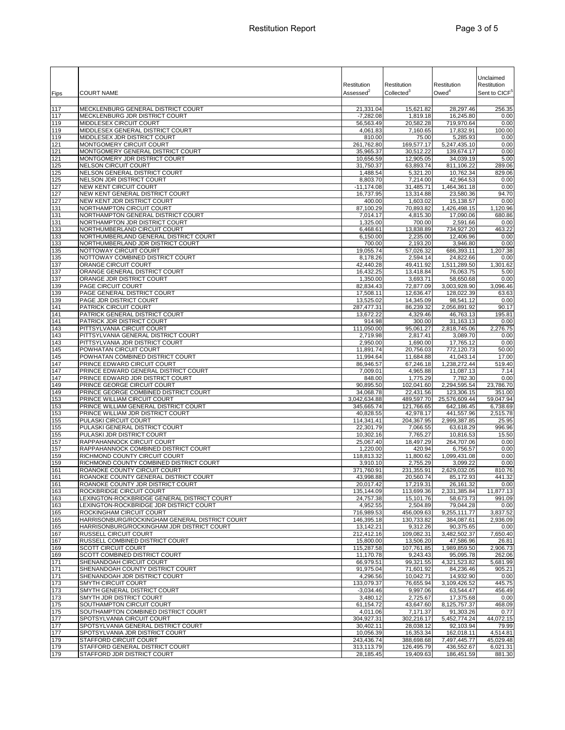| Fips | COURT NAME | Restitution Assessed[2] | Restitution Collected[3] | Restitution Owed[4] | Unclaimed Restitution Sent to CICF[5] |
|---|---|---|---|---|---|
| 117 | MECKLENBURG GENERAL DISTRICT COURT | 21,331.04 | 15,621.82 | 28,297.46 | 256.35 |
| 117 | MECKLENBURG JDR DISTRICT COURT | -7,282.08 | 1,819.18 | 16,245.80 | 0.00 |
| 119 | MIDDLESEX CIRCUIT COURT | 56,563.49 | 20,582.28 | 719,970.64 | 0.00 |
| 119 | MIDDLESEX GENERAL DISTRICT COURT | 4,061.83 | 7,160.65 | 17,832.91 | 100.00 |
| 119 | MIDDLESEX JDR DISTRICT COURT | 810.00 | 75.00 | 5,285.93 | 0.00 |
| 121 | MONTGOMERY CIRCUIT COURT | 261,762.80 | 169,577.17 | 5,247,435.10 | 0.00 |
| 121 | MONTGOMERY GENERAL DISTRICT COURT | 35,965.37 | 30,512.22 | 139,674.17 | 0.00 |
| 121 | MONTGOMERY JDR DISTRICT COURT | 10,656.59 | 12,905.05 | 34,039.19 | 5.00 |
| 125 | NELSON CIRCUIT COURT | 31,750.37 | 63,893.74 | 811,106.22 | 289.06 |
| 125 | NELSON GENERAL DISTRICT COURT | 1,488.54 | 5,321.20 | 10,762.34 | 829.06 |
| 125 | NELSON JDR DISTRICT COURT | 8,803.70 | 7,214.00 | 42,964.53 | 0.00 |
| 127 | NEW KENT CIRCUIT COURT | -11,174.08 | 31,485.71 | 1,464,361.18 | 0.00 |
| 127 | NEW KENT GENERAL DISTRICT COURT | 16,737.95 | 13,314.88 | 23,580.36 | 94.70 |
| 127 | NEW KENT JDR DISTRICT COURT | 400.00 | 1,603.02 | 15,138.57 | 0.00 |
| 131 | NORTHAMPTON CIRCUIT COURT | 87,100.29 | 70,893.82 | 1,426,498.15 | 1,120.96 |
| 131 | NORTHAMPTON GENERAL DISTRICT COURT | 7,014.17 | 4,815.30 | 17,090.06 | 680.86 |
| 131 | NORTHAMPTON JDR DISTRICT COURT | 1,325.00 | 700.00 | 2,591.66 | 0.00 |
| 133 | NORTHUMBERLAND CIRCUIT COURT | 6,468.61 | 13,838.89 | 734,927.20 | 463.22 |
| 133 | NORTHUMBERLAND GENERAL DISTRICT COURT | 6,150.00 | 2,235.00 | 12,406.96 | 0.00 |
| 133 | NORTHUMBERLAND JDR DISTRICT COURT | 700.00 | 2,193.20 | 3,946.80 | 0.00 |
| 135 | NOTTOWAY CIRCUIT COURT | 19,055.74 | 57,026.32 | 686,393.11 | 1,207.38 |
| 135 | NOTTOWAY COMBINED DISTRICT COURT | 8,178.26 | 2,594.14 | 24,822.66 | 0.00 |
| 137 | ORANGE CIRCUIT COURT | 42,440.28 | 49,411.92 | 1,511,289.50 | 1,301.62 |
| 137 | ORANGE GENERAL DISTRICT COURT | 16,432.25 | 13,418.84 | 76,063.75 | 5.00 |
| 137 | ORANGE JDR DISTRICT COURT | 1,350.00 | 3,693.71 | 58,650.68 | 0.00 |
| 139 | PAGE CIRCUIT COURT | 82,834.43 | 72,877.09 | 3,003,928.90 | 3,096.46 |
| 139 | PAGE GENERAL DISTRICT COURT | 17,508.11 | 12,636.47 | 128,022.39 | 63.63 |
| 139 | PAGE JDR DISTRICT COURT | 13,525.02 | 14,345.09 | 98,541.12 | 0.00 |
| 141 | PATRICK CIRCUIT COURT | 287,477.31 | 86,239.32 | 2,056,891.92 | 90.17 |
| 141 | PATRICK GENERAL DISTRICT COURT | 13,672.22 | 4,329.46 | 46,763.13 | 195.81 |
| 141 | PATRICK JDR DISTRICT COURT | 914.98 | 300.00 | 31,163.13 | 0.00 |
| 143 | PITTSYLVANIA CIRCUIT COURT | 111,050.00 | 95,061.27 | 2,818,745.06 | 2,276.75 |
| 143 | PITTSYLVANIA GENERAL DISTRICT COURT | 2,719.98 | 2,817.41 | 3,089.70 | 0.00 |
| 143 | PITTSYLVANIA JDR DISTRICT COURT | 2,950.00 | 1,690.00 | 17,765.12 | 0.00 |
| 145 | POWHATAN CIRCUIT COURT | 11,891.74 | 20,756.03 | 772,120.73 | 50.00 |
| 145 | POWHATAN COMBINED DISTRICT COURT | 11,994.64 | 11,684.88 | 41,043.14 | 17.00 |
| 147 | PRINCE EDWARD CIRCUIT COURT | 86,946.57 | 67,246.18 | 1,238,272.44 | 519.40 |
| 147 | PRINCE EDWARD GENERAL DISTRICT COURT | 7,009.01 | 4,965.88 | 11,087.13 | 7.14 |
| 147 | PRINCE EDWARD JDR DISTRICT COURT | 848.00 | 1,775.29 | 7,782.30 | 0.00 |
| 149 | PRINCE GEORGE CIRCUIT COURT | 90,895.50 | 102,041.60 | 2,294,595.54 | 23,786.70 |
| 149 | PRINCE GEORGE COMBINED DISTRICT COURT | 34,068.78 | 22,431.56 | 123,306.15 | 351.00 |
| 153 | PRINCE WILLIAM CIRCUIT COURT | 3,042,634.88 | 489,597.70 | 25,576,609.44 | 59,047.94 |
| 153 | PRINCE WILLIAM GENERAL DISTRICT COURT | 345,665.74 | 121,766.65 | 642,186.45 | 6,738.69 |
| 153 | PRINCE WILLIAM JDR DISTRICT COURT | 40,828.55 | 42,978.17 | 441,557.96 | 2,515.78 |
| 155 | PULASKI CIRCUIT COURT | 114,341.41 | 204,367.95 | 2,999,387.85 | 25.95 |
| 155 | PULASKI GENERAL DISTRICT COURT | 22,301.79 | 7,066.55 | 63,618.29 | 996.96 |
| 155 | PULASKI JDR DISTRICT COURT | 10,302.16 | 7,765.27 | 10,816.53 | 15.50 |
| 157 | RAPPAHANNOCK CIRCUIT COURT | 25,067.40 | 18,497.29 | 264,707.06 | 0.00 |
| 157 | RAPPAHANNOCK COMBINED DISTRICT COURT | 1,220.00 | 420.94 | 6,756.57 | 0.00 |
| 159 | RICHMOND COUNTY CIRCUIT COURT | 118,813.32 | 11,800.62 | 1,099,431.08 | 0.00 |
| 159 | RICHMOND COUNTY COMBINED DISTRICT COURT | 3,910.10 | 2,755.29 | 3,099.22 | 0.00 |
| 161 | ROANOKE COUNTY CIRCUIT COURT | 371,760.91 | 231,355.91 | 2,629,032.05 | 810.76 |
| 161 | ROANOKE COUNTY GENERAL DISTRICT COURT | 43,998.88 | 20,560.74 | 85,172.93 | 441.32 |
| 161 | ROANOKE COUNTY JDR DISTRICT COURT | 20,017.42 | 17,219.31 | 26,161.32 | 0.00 |
| 163 | ROCKBRIDGE CIRCUIT COURT | 135,144.09 | 113,699.36 | 2,331,385.84 | 11,877.13 |
| 163 | LEXINGTON-ROCKBRIDGE GENERAL DISTRICT COURT | 24,757.38 | 15,101.76 | 58,673.73 | 991.09 |
| 163 | LEXINGTON-ROCKBRIDGE JDR DISTRICT COURT | 4,952.55 | 2,504.89 | 79,044.28 | 0.00 |
| 165 | ROCKINGHAM CIRCUIT COURT | 716,989.53 | 456,009.63 | 9,255,111.77 | 3,837.52 |
| 165 | HARRISONBURG/ROCKINGHAM GENERAL DISTRICT COURT | 146,395.18 | 130,733.82 | 384,087.61 | 2,936.09 |
| 165 | HARRISONBURG/ROCKINGHAM JDR DISTRICT COURT | 13,142.21 | 9,312.26 | 90,375.65 | 0.00 |
| 167 | RUSSELL CIRCUIT COURT | 212,412.16 | 109,082.31 | 3,482,502.37 | 7,650.40 |
| 167 | RUSSELL COMBINED DISTRICT COURT | 15,800.00 | 13,506.20 | 47,586.96 | 26.81 |
| 169 | SCOTT CIRCUIT COURT | 115,287.58 | 107,761.85 | 1,989,859.50 | 2,906.73 |
| 169 | SCOTT COMBINED DISTRICT COURT | 11,170.78 | 9,243.43 | 95,095.78 | 262.06 |
| 171 | SHENANDOAH CIRCUIT COURT | 66,979.51 | 99,321.55 | 4,321,523.82 | 5,681.99 |
| 171 | SHENANDOAH COUNTY DISTRICT COURT | 91,975.04 | 71,601.92 | 84,236.46 | 905.21 |
| 171 | SHENANDOAH JDR DISTRICT COURT | 4,296.56 | 10,042.71 | 14,932.90 | 0.00 |
| 173 | SMYTH CIRCUIT COURT | 133,079.37 | 76,655.94 | 3,109,426.52 | 445.75 |
| 173 | SMYTH GENERAL DISTRICT COURT | -3,034.46 | 9,997.06 | 63,544.47 | 456.49 |
| 173 | SMYTH JDR DISTRICT COURT | 3,480.12 | 2,725.67 | 17,375.68 | 0.00 |
| 175 | SOUTHAMPTON CIRCUIT COURT | 61,154.72 | 43,647.60 | 8,125,757.37 | 468.09 |
| 175 | SOUTHAMPTON COMBINED DISTRICT COURT | 4,011.06 | 7,171.37 | 91,303.26 | 0.77 |
| 177 | SPOTSYLVANIA CIRCUIT COURT | 304,927.31 | 302,216.17 | 5,452,774.24 | 44,072.15 |
| 177 | SPOTSYLVANIA GENERAL DISTRICT COURT | 30,402.11 | 28,038.12 | 92,103.94 | 79.99 |
| 177 | SPOTSYLVANIA JDR DISTRICT COURT | 10,056.39 | 16,353.34 | 162,018.11 | 4,514.81 |
| 179 | STAFFORD CIRCUIT COURT | 243,436.74 | 388,698.68 | 7,497,445.77 | 45,029.48 |
| 179 | STAFFORD GENERAL DISTRICT COURT | 313,113.79 | 126,495.79 | 436,552.67 | 6,021.31 |
| 179 | STAFFORD JDR DISTRICT COURT | 28,185.45 | 19,409.63 | 186,451.59 | 881.30 |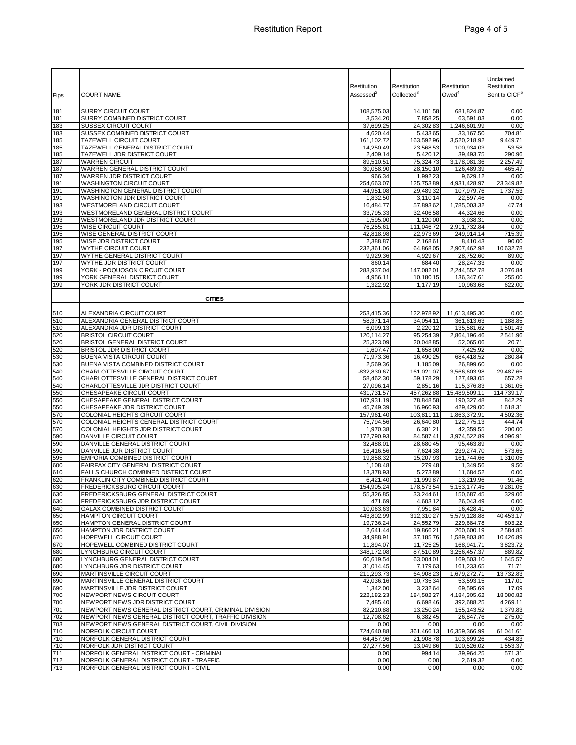| Fips | COURT NAME | Restitution Assessed[2] | Restitution Collected[3] | Restitution Owed[4] | Unclaimed Restitution Sent to CICF[5] |
|---|---|---|---|---|---|
| 181 | SURRY CIRCUIT COURT | 108,575.03 | 14,101.58 | 681,824.87 | 0.00 |
| 181 | SURRY COMBINED DISTRICT COURT | 3,534.20 | 7,858.25 | 63,591.03 | 0.00 |
| 183 | SUSSEX CIRCUIT COURT | 37,699.25 | 24,302.83 | 1,246,601.99 | 0.00 |
| 183 | SUSSEX COMBINED DISTRICT COURT | 4,620.44 | 5,433.65 | 33,167.50 | 704.81 |
| 185 | TAZEWELL CIRCUIT COURT | 161,102.72 | 163,592.96 | 3,520,218.92 | 9,449.71 |
| 185 | TAZEWELL GENERAL DISTRICT COURT | 14,250.49 | 23,568.53 | 100,934.03 | 53.58 |
| 185 | TAZEWELL JDR DISTRICT COURT | 2,409.14 | 5,420.12 | 39,493.75 | 290.96 |
| 187 | WARREN CIRCUIT | 89,510.51 | 75,324.73 | 3,178,081.36 | 2,257.49 |
| 187 | WARREN GENERAL DISTRICT COURT | 30,058.90 | 28,150.10 | 126,489.39 | 465.47 |
| 187 | WARREN JDR DISTRICT COURT | 966.34 | 1,992.23 | 9,629.12 | 0.00 |
| 191 | WASHINGTON CIRCUIT COURT | 254,663.07 | 125,753.89 | 4,931,428.97 | 23,349.82 |
| 191 | WASHINGTON GENERAL DISTRICT COURT | 44,951.08 | 29,489.32 | 107,979.76 | 1,737.53 |
| 191 | WASHINGTON JDR DISTRICT COURT | 1,832.50 | 3,110.14 | 22,597.46 | 0.00 |
| 193 | WESTMORELAND CIRCUIT COURT | 16,484.77 | 57,893.62 | 1,785,003.32 | 47.74 |
| 193 | WESTMORELAND GENERAL DISTRICT COURT | 33,795.33 | 32,406.58 | 44,324.66 | 0.00 |
| 193 | WESTMORELAND JDR DISTRICT COURT | 1,595.00 | 1,120.00 | 3,938.31 | 0.00 |
| 195 | WISE CIRCUIT COURT | 76,255.61 | 111,046.72 | 2,911,732.84 | 0.00 |
| 195 | WISE GENERAL DISTRICT COURT | 42,818.98 | 22,973.69 | 249,914.14 | 715.39 |
| 195 | WISE JDR DISTRICT COURT | 2,388.87 | 2,168.61 | 8,410.43 | 90.00 |
| 197 | WYTHE CIRCUIT COURT | 232,361.06 | 64,868.05 | 2,907,462.98 | 10,632.78 |
| 197 | WYTHE GENERAL DISTRICT COURT | 9,929.36 | 4,929.67 | 28,752.60 | 89.00 |
| 197 | WYTHE JDR DISTRICT COURT | 860.14 | 684.40 | 28,247.33 | 0.00 |
| 199 | YORK - POQUOSON CIRCUIT COURT | 283,937.04 | 147,082.01 | 2,244,552.78 | 3,076.84 |
| 199 | YORK GENERAL DISTRICT COURT | 4,956.11 | 10,180.15 | 136,347.61 | 255.00 |
| 199 | YORK JDR DISTRICT COURT | 1,322.92 | 1,177.19 | 10,963.68 | 622.00 |
| | **CITIES** | | | | |
| 510 | ALEXANDRIA CIRCUIT COURT | 253,415.36 | 122,978.92 | 11,613,495.30 | 0.00 |
| 510 | ALEXANDRIA GENERAL DISTRICT COURT | 58,371.14 | 34,054.11 | 361,613.63 | 1,188.85 |
| 510 | ALEXANDRIA JDR DISTRICT COURT | 6,099.13 | 2,220.12 | 135,581.62 | 1,501.43 |
| 520 | BRISTOL CIRCUIT COURT | 120,114.27 | 95,254.39 | 2,864,196.46 | 2,541.96 |
| 520 | BRISTOL GENERAL DISTRICT COURT | 25,323.09 | 20,048.85 | 52,065.06 | 20.71 |
| 520 | BRISTOL JDR DISTRICT COURT | 1,607.47 | 1,658.00 | 7,425.92 | 0.00 |
| 530 | BUENA VISTA CIRCUIT COURT | 71,973.36 | 16,490.25 | 684,418.52 | 280.84 |
| 530 | BUENA VISTA COMBINED DISTRICT COURT | 2,569.36 | 1,185.09 | 26,899.60 | 0.00 |
| 540 | CHARLOTTESVILLE CIRCUIT COURT | -832,830.67 | 161,021.07 | 3,566,603.98 | 29,487.65 |
| 540 | CHARLOTTESVILLE GENERAL DISTRICT COURT | 58,462.30 | 59,178.29 | 127,493.05 | 657.28 |
| 540 | CHARLOTTESVILLE JDR DISTRICT COURT | 27,096.14 | 2,851.16 | 115,376.83 | 1,361.05 |
| 550 | CHESAPEAKE CIRCUIT COURT | 431,731.57 | 457,262.88 | 15,489,509.11 | 114,739.17 |
| 550 | CHESAPEAKE GENERAL DISTRICT COURT | 107,931.19 | 78,848.58 | 190,327.48 | 842.29 |
| 550 | CHESAPEAKE JDR DISTRICT COURT | 45,749.39 | 16,960.93 | 429,429.00 | 1,618.31 |
| 570 | COLONIAL HEIGHTS CIRCUIT COURT | 157,961.40 | 103,811.11 | 1,863,372.91 | 4,502.36 |
| 570 | COLONIAL HEIGHTS GENERAL DISTRICT COURT | 75,794.56 | 26,640.80 | 122,775.13 | 444.74 |
| 570 | COLONIAL HEIGHTS JDR DISTRICT COURT | 1,970.38 | 6,381.21 | 42,359.55 | 200.00 |
| 590 | DANVILLE CIRCUIT COURT | 172,790.93 | 84,587.41 | 3,974,522.89 | 4,096.91 |
| 590 | DANVILLE GENERAL DISTRICT COURT | 32,488.01 | 28,680.45 | 95,463.89 | 0.00 |
| 590 | DANVILLE JDR DISTRICT COURT | 16,416.56 | 7,624.38 | 239,274.70 | 573.65 |
| 595 | EMPORIA COMBINED DISTRICT COURT | 19,858.32 | 15,207.93 | 161,744.66 | 1,310.05 |
| 600 | FAIRFAX CITY GENERAL DISTRICT COURT | 1,108.48 | 279.48 | 1,349.56 | 9.50 |
| 610 | FALLS CHURCH COMBINED DISTRICT COURT | 13,378.93 | 5,273.89 | 11,684.52 | 0.00 |
| 620 | FRANKLIN CITY COMBINED DISTRICT COURT | 6,421.40 | 11,999.87 | 13,219.96 | 91.46 |
| 630 | FREDERICKSBURG CIRCUIT COURT | 154,905.24 | 178,573.54 | 5,153,177.45 | 9,281.05 |
| 630 | FREDERICKSBURG GENERAL DISTRICT COURT | 55,326.85 | 33,244.61 | 150,687.45 | 329.06 |
| 630 | FREDERICKSBURG JDR DISTRICT COURT | 471.69 | 4,603.12 | 26,043.49 | 0.00 |
| 640 | GALAX COMBINED DISTRICT COURT | 10,063.63 | 7,951.84 | 16,428.41 | 0.00 |
| 650 | HAMPTON CIRCUIT COURT | 443,802.99 | 312,310.27 | 5,579,128.88 | 40,453.17 |
| 650 | HAMPTON GENERAL DISTRICT COURT | 19,736.24 | 24,552.79 | 229,684.78 | 603.22 |
| 650 | HAMPTON JDR DISTRICT COURT | 2,641.44 | 19,866.21 | 260,600.19 | 2,584.85 |
| 670 | HOPEWELL CIRCUIT COURT | 34,988.91 | 37,185.76 | 1,589,803.86 | 10,426.89 |
| 670 | HOPEWELL COMBINED DISTRICT COURT | 11,894.07 | 11,725.25 | 168,941.71 | 3,823.72 |
| 680 | LYNCHBURG CIRCUIT COURT | 348,172.08 | 87,510.89 | 3,256,457.37 | 889.82 |
| 680 | LYNCHBURG GENERAL DISTRICT COURT | 60,619.54 | 63,004.01 | 169,503.10 | 1,645.57 |
| 680 | LYNCHBURG JDR DISTRICT COURT | 31,014.45 | 7,179.63 | 161,233.65 | 71.71 |
| 690 | MARTINSVILLE CIRCUIT COURT | 211,293.73 | 64,908.23 | 1,679,272.71 | 13,732.83 |
| 690 | MARTINSVILLE GENERAL DISTRICT COURT | 42,036.16 | 10,735.34 | 53,593.15 | 117.01 |
| 690 | MARTINSVILLE JDR DISTRICT COURT | 1,342.00 | 3,232.64 | 69,595.69 | 17.09 |
| 700 | NEWPORT NEWS CIRCUIT COURT | 222,182.23 | 184,582.27 | 4,184,305.62 | 18,080.82 |
| 700 | NEWPORT NEWS JDR DISTRICT COURT | 7,485.40 | 6,698.46 | 392,688.25 | 4,269.11 |
| 701 | NEWPORT NEWS GENERAL DISTRICT COURT, CRIMINAL DIVISION | 82,210.88 | 13,250.24 | 155,143.52 | 1,379.83 |
| 702 | NEWPORT NEWS GENERAL DISTRICT COURT, TRAFFIC DIVISION | 12,708.62 | 6,382.45 | 26,847.76 | 275.00 |
| 703 | NEWPORT NEWS GENERAL DISTRICT COURT, CIVIL DIVISION | 0.00 | 0.00 | 0.00 | 0.00 |
| 710 | NORFOLK CIRCUIT COURT | 724,640.88 | 361,466.13 | 16,359,366.99 | 61,041.61 |
| 710 | NORFOLK GENERAL DISTRICT COURT | 64,457.96 | 21,908.78 | 103,699.26 | 434.83 |
| 710 | NORFOLK JDR DISTRICT COURT | 27,277.56 | 13,049.86 | 100,526.02 | 1,553.37 |
| 711 | NORFOLK GENERAL DISTRICT COURT - CRIMINAL | 0.00 | 994.14 | 39,964.25 | 571.31 |
| 712 | NORFOLK GENERAL DISTRICT COURT - TRAFFIC | 0.00 | 0.00 | 2,619.32 | 0.00 |
| 713 | NORFOLK GENERAL DISTRICT COURT - CIVIL | 0.00 | 0.00 | 0.00 | 0.00 |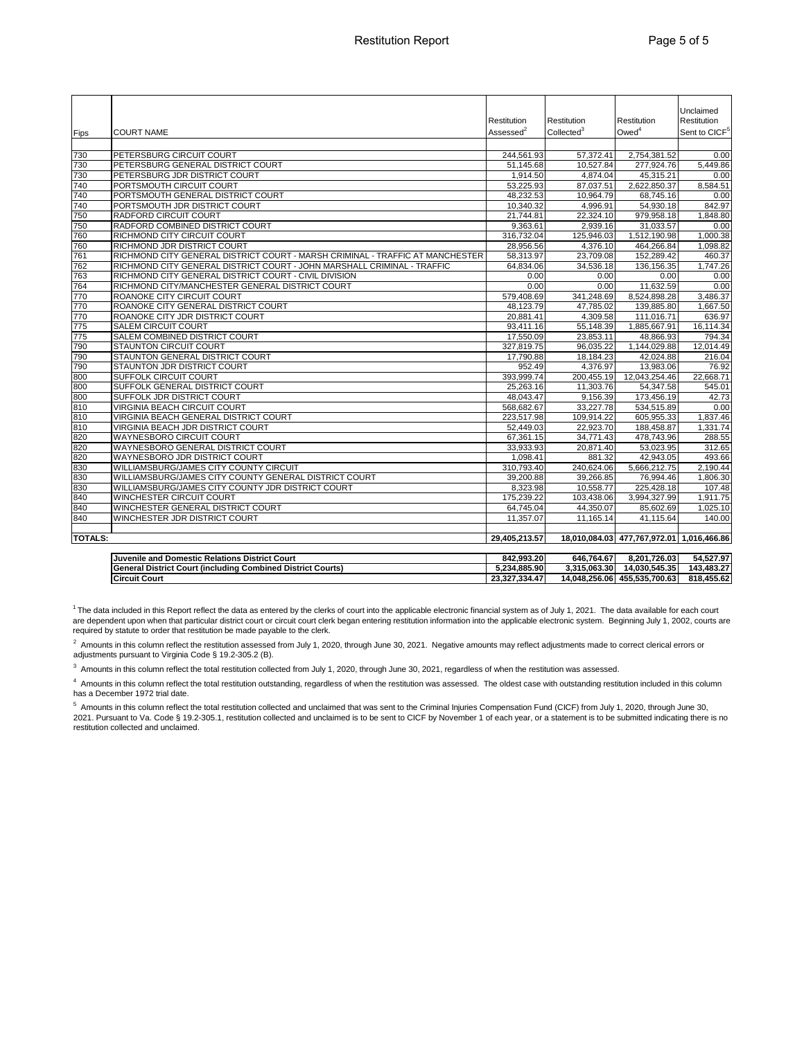| Fips | COURT NAME | Restitution Assessed[2] | Restitution Collected[3] | Restitution Owed[4] | Unclaimed Restitution Sent to CICF[5] |
|---|---|---|---|---|---|
| 730 | PETERSBURG CIRCUIT COURT | 244,561.93 | 57,372.41 | 2,754,381.52 | 0.00 |
| 730 | PETERSBURG GENERAL DISTRICT COURT | 51,145.68 | 10,527.84 | 277,924.76 | 5,449.86 |
| 730 | PETERSBURG JDR DISTRICT COURT | 1,914.50 | 4,874.04 | 45,315.21 | 0.00 |
| 740 | PORTSMOUTH CIRCUIT COURT | 53,225.93 | 87,037.51 | 2,622,850.37 | 8,584.51 |
| 740 | PORTSMOUTH GENERAL DISTRICT COURT | 48,232.53 | 10,964.79 | 68,745.16 | 0.00 |
| 740 | PORTSMOUTH JDR DISTRICT COURT | 10,340.32 | 4,996.91 | 54,930.18 | 842.97 |
| 750 | RADFORD CIRCUIT COURT | 21,744.81 | 22,324.10 | 979,958.18 | 1,848.80 |
| 750 | RADFORD COMBINED DISTRICT COURT | 9,363.61 | 2,939.16 | 31,033.57 | 0.00 |
| 760 | RICHMOND CITY CIRCUIT COURT | 316,732.04 | 125,946.03 | 1,512,190.98 | 1,000.38 |
| 760 | RICHMOND JDR DISTRICT COURT | 28,956.56 | 4,376.10 | 464,266.84 | 1,098.82 |
| 761 | RICHMOND CITY GENERAL DISTRICT COURT - MARSH CRIMINAL - TRAFFIC AT MANCHESTER | 58,313.97 | 23,709.08 | 152,289.42 | 460.37 |
| 762 | RICHMOND CITY GENERAL DISTRICT COURT - JOHN MARSHALL CRIMINAL - TRAFFIC | 64,834.06 | 34,536.18 | 136,156.35 | 1,747.26 |
| 763 | RICHMOND CITY GENERAL DISTRICT COURT - CIVIL DIVISION | 0.00 | 0.00 | 0.00 | 0.00 |
| 764 | RICHMOND CITY/MANCHESTER GENERAL DISTRICT COURT | 0.00 | 0.00 | 11,632.59 | 0.00 |
| 770 | ROANOKE CITY CIRCUIT COURT | 579,408.69 | 341,248.69 | 8,524,898.28 | 3,486.37 |
| 770 | ROANOKE CITY GENERAL DISTRICT COURT | 48,123.79 | 47,785.02 | 139,885.80 | 1,667.50 |
| 770 | ROANOKE CITY JDR DISTRICT COURT | 20,881.41 | 4,309.58 | 111,016.71 | 636.97 |
| 775 | SALEM CIRCUIT COURT | 93,411.16 | 55,148.39 | 1,885,667.91 | 16,114.34 |
| 775 | SALEM COMBINED DISTRICT COURT | 17,550.09 | 23,853.11 | 48,866.93 | 794.34 |
| 790 | STAUNTON CIRCUIT COURT | 327,819.75 | 96,035.22 | 1,144,029.88 | 12,014.49 |
| 790 | STAUNTON GENERAL DISTRICT COURT | 17,790.88 | 18,184.23 | 42,024.88 | 216.04 |
| 790 | STAUNTON JDR DISTRICT COURT | 952.49 | 4,376.97 | 13,983.06 | 76.92 |
| 800 | SUFFOLK CIRCUIT COURT | 393,999.74 | 200,455.19 | 12,043,254.46 | 22,668.71 |
| 800 | SUFFOLK GENERAL DISTRICT COURT | 25,263.16 | 11,303.76 | 54,347.58 | 545.01 |
| 800 | SUFFOLK JDR DISTRICT COURT | 48,043.47 | 9,156.39 | 173,456.19 | 42.73 |
| 810 | VIRGINIA BEACH CIRCUIT COURT | 568,682.67 | 33,227.78 | 534,515.89 | 0.00 |
| 810 | VIRGINIA BEACH GENERAL DISTRICT COURT | 223,517.98 | 109,914.22 | 605,955.33 | 1,837.46 |
| 810 | VIRGINIA BEACH JDR DISTRICT COURT | 52,449.03 | 22,923.70 | 188,458.87 | 1,331.74 |
| 820 | WAYNESBORO CIRCUIT COURT | 67,361.15 | 34,771.43 | 478,743.96 | 288.55 |
| 820 | WAYNESBORO GENERAL DISTRICT COURT | 33,933.93 | 20,871.40 | 53,023.95 | 312.65 |
| 820 | WAYNESBORO JDR DISTRICT COURT | 1,098.41 | 881.32 | 42,943.05 | 493.66 |
| 830 | WILLIAMSBURG/JAMES CITY COUNTY CIRCUIT | 310,793.40 | 240,624.06 | 5,666,212.75 | 2,190.44 |
| 830 | WILLIAMSBURG/JAMES CITY COUNTY GENERAL DISTRICT COURT | 39,200.88 | 39,266.85 | 76,994.46 | 1,806.30 |
| 830 | WILLIAMSBURG/JAMES CITY COUNTY JDR DISTRICT COURT | 8,323.98 | 10,558.77 | 225,428.18 | 107.48 |
| 840 | WINCHESTER CIRCUIT COURT | 175,239.22 | 103,438.06 | 3,994,327.99 | 1,911.75 |
| 840 | WINCHESTER GENERAL DISTRICT COURT | 64,745.04 | 44,350.07 | 85,602.69 | 1,025.10 |
| 840 | WINCHESTER JDR DISTRICT COURT | 11,357.07 | 11,165.14 | 41,115.64 | 140.00 |
| **TOTALS:** | | **29,405,213.57** | **18,010,084.03** | **477,767,972.01** | **1,016,466.86** |

| | | | | |
|---|---|---|---|---|
| **Juvenile and Domestic Relations District Court** | **842,993.20** | **646,764.67** | **8,201,726.03** | **54,527.97** |
| **General District Court (including Combined District Courts)** | **5,234,885.90** | **3,315,063.30** | **14,030,545.35** | **143,483.27** |
| **Circuit Court** | **23,327,334.47** | **14,048,256.06** | **455,535,700.63** | **818,455.62** |

[1] The data included in this Report reflect the data as entered by the clerks of court into the applicable electronic financial system as of July 1, 2021. The data available for each court are dependent upon when that particular district court or circuit court clerk began entering restitution information into the applicable electronic system. Beginning July 1, 2002, courts are required by statute to order that restitution be made payable to the clerk.

[2] Amounts in this column reflect the restitution assessed from July 1, 2020, through June 30, 2021. Negative amounts may reflect adjustments made to correct clerical errors or adjustments pursuant to Virginia Code § 19.2-305.2 (B).

[3] Amounts in this column reflect the total restitution collected from July 1, 2020, through June 30, 2021, regardless of when the restitution was assessed.

[4] Amounts in this column reflect the total restitution outstanding, regardless of when the restitution was assessed. The oldest case with outstanding restitution included in this column has a December 1972 trial date.

[5] Amounts in this column reflect the total restitution collected and unclaimed that was sent to the Criminal Injuries Compensation Fund (CICF) from July 1, 2020, through June 30, 2021. Pursuant to Va. Code § 19.2-305.1, restitution collected and unclaimed is to be sent to CICF by November 1 of each year, or a statement is to be submitted indicating there is no restitution collected and unclaimed.